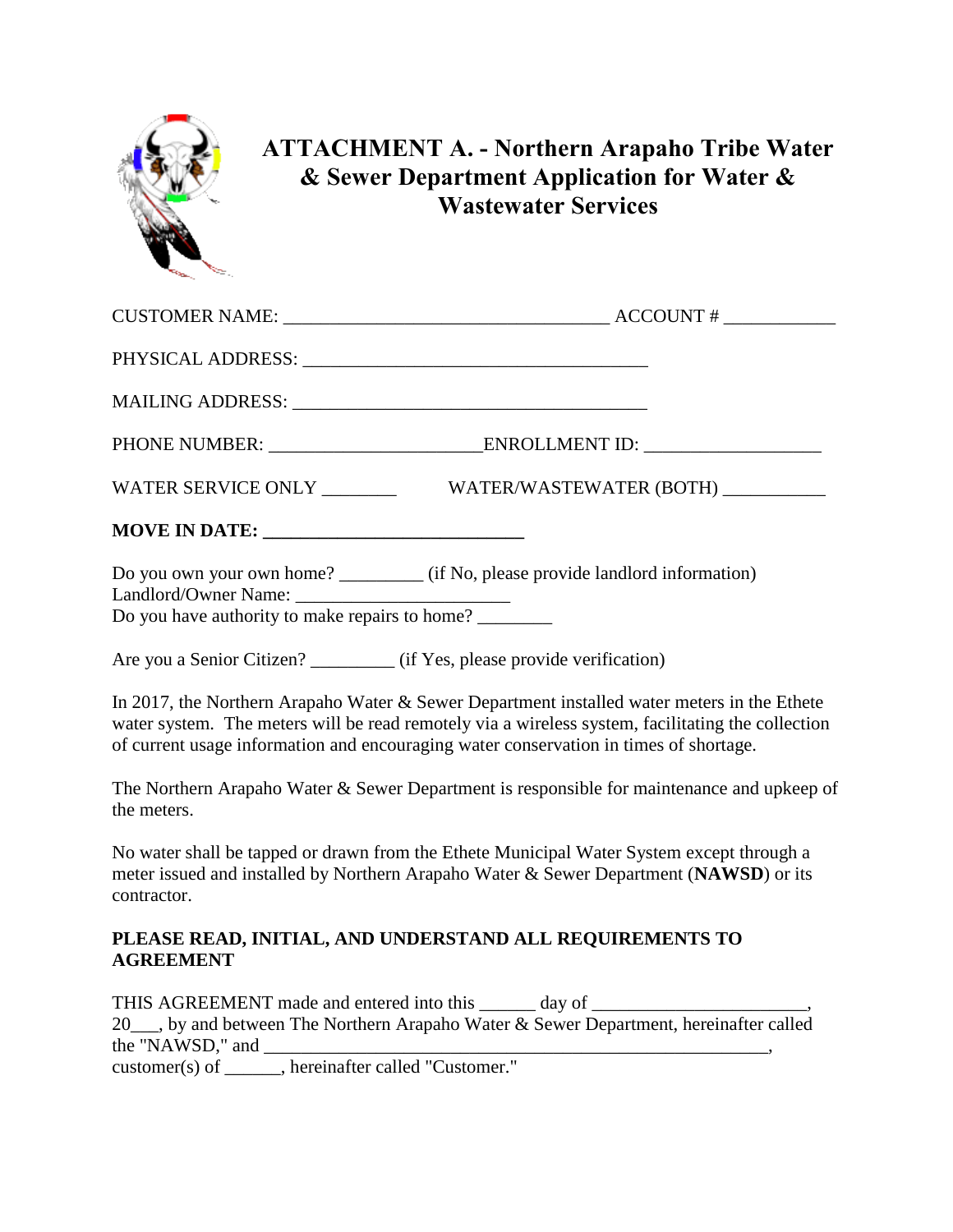# ATTACHMENT A. - Northern Arapaho Tribe Water & Sewer Department Application for Water & Wastewater Services

CUSTOMER NAME: ___________________________________ ACCOUNT # ____________

PHYSICAL ADDRESS: _____________________________________

MAILING ADDRESS: ______________________________________

PHONE NUMBER: ______________________ENROLLMENT ID: ___________________

WATER SERVICE ONLY ________ WATER/WASTEWATER (BOTH) ___________

**MOVE IN DATE: ____________________________**

Do you own your own home? _________ (if No, please provide landlord information)
Landlord/Owner Name: _______________________
Do you have authority to make repairs to home? ________

Are you a Senior Citizen? _________ (if Yes, please provide verification)

In 2017, the Northern Arapaho Water & Sewer Department installed water meters in the Ethete water system. The meters will be read remotely via a wireless system, facilitating the collection of current usage information and encouraging water conservation in times of shortage.

The Northern Arapaho Water & Sewer Department is responsible for maintenance and upkeep of the meters.

No water shall be tapped or drawn from the Ethete Municipal Water System except through a meter issued and installed by Northern Arapaho Water & Sewer Department (**NAWSD**) or its contractor.

**PLEASE READ, INITIAL, AND UNDERSTAND ALL REQUIREMENTS TO AGREEMENT**

THIS AGREEMENT made and entered into this ______ day of _______________________, 20___, by and between The Northern Arapaho Water & Sewer Department, hereinafter called the "NAWSD," and _________________________________________________________, customer(s) of ______, hereinafter called "Customer."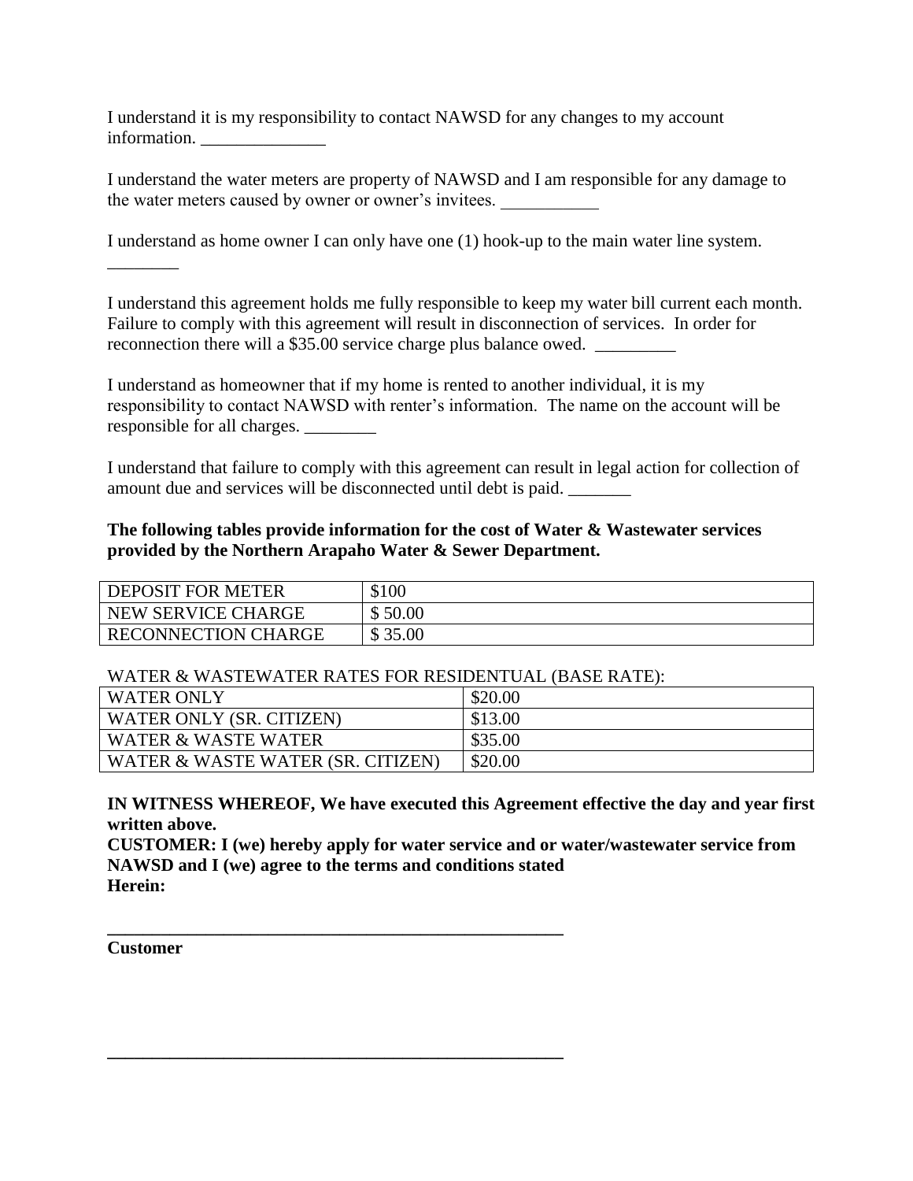I understand it is my responsibility to contact NAWSD for any changes to my account information. ______________

I understand the water meters are property of NAWSD and I am responsible for any damage to the water meters caused by owner or owner's invitees. ___________

I understand as home owner I can only have one (1) hook-up to the main water line system. ________

I understand this agreement holds me fully responsible to keep my water bill current each month. Failure to comply with this agreement will result in disconnection of services. In order for reconnection there will a $35.00 service charge plus balance owed. _________

I understand as homeowner that if my home is rented to another individual, it is my responsibility to contact NAWSD with renter's information. The name on the account will be responsible for all charges. ________

I understand that failure to comply with this agreement can result in legal action for collection of amount due and services will be disconnected until debt is paid. _______

**The following tables provide information for the cost of Water & Wastewater services provided by the Northern Arapaho Water & Sewer Department.**

| | |
|---|---|
| DEPOSIT FOR METER | $100 |
| NEW SERVICE CHARGE | $ 50.00 |
| RECONNECTION CHARGE | $ 35.00 |

WATER & WASTEWATER RATES FOR RESIDENTUAL (BASE RATE):

| | |
|---|---|
| WATER ONLY | $20.00 |
| WATER ONLY (SR. CITIZEN) | $13.00 |
| WATER & WASTE WATER | $35.00 |
| WATER & WASTE WATER (SR. CITIZEN) | $20.00 |

**IN WITNESS WHEREOF, We have executed this Agreement effective the day and year first written above.**
**CUSTOMER: I (we) hereby apply for water service and or water/wastewater service from NAWSD and I (we) agree to the terms and conditions stated Herein:**

**_____________________________________________________**
**Customer**

**_____________________________________________________**